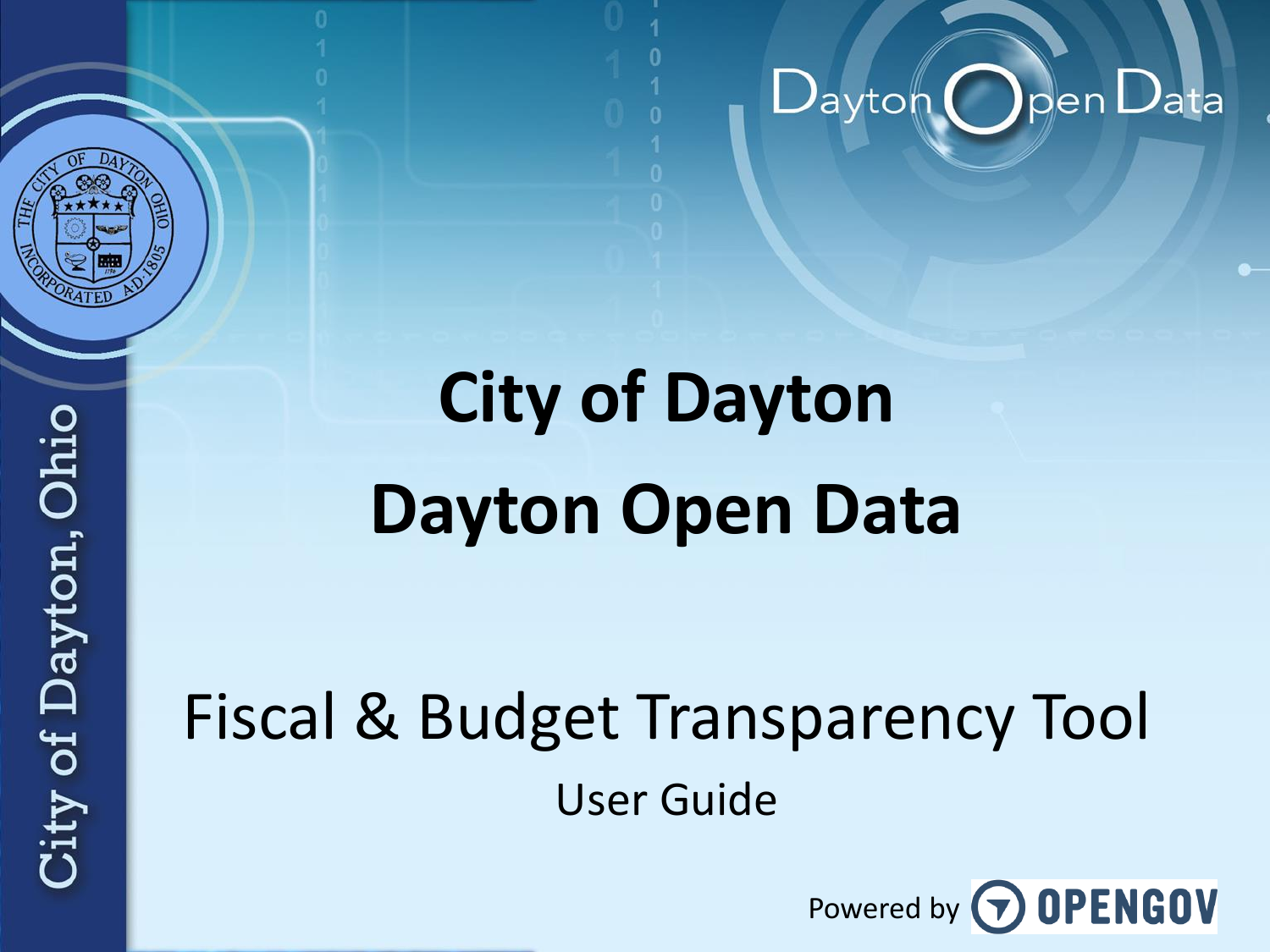# City of Dayton

# Dayton Open Data

## Fiscal & Budget Transparency Tool

User Guide

Powered by OPENGOV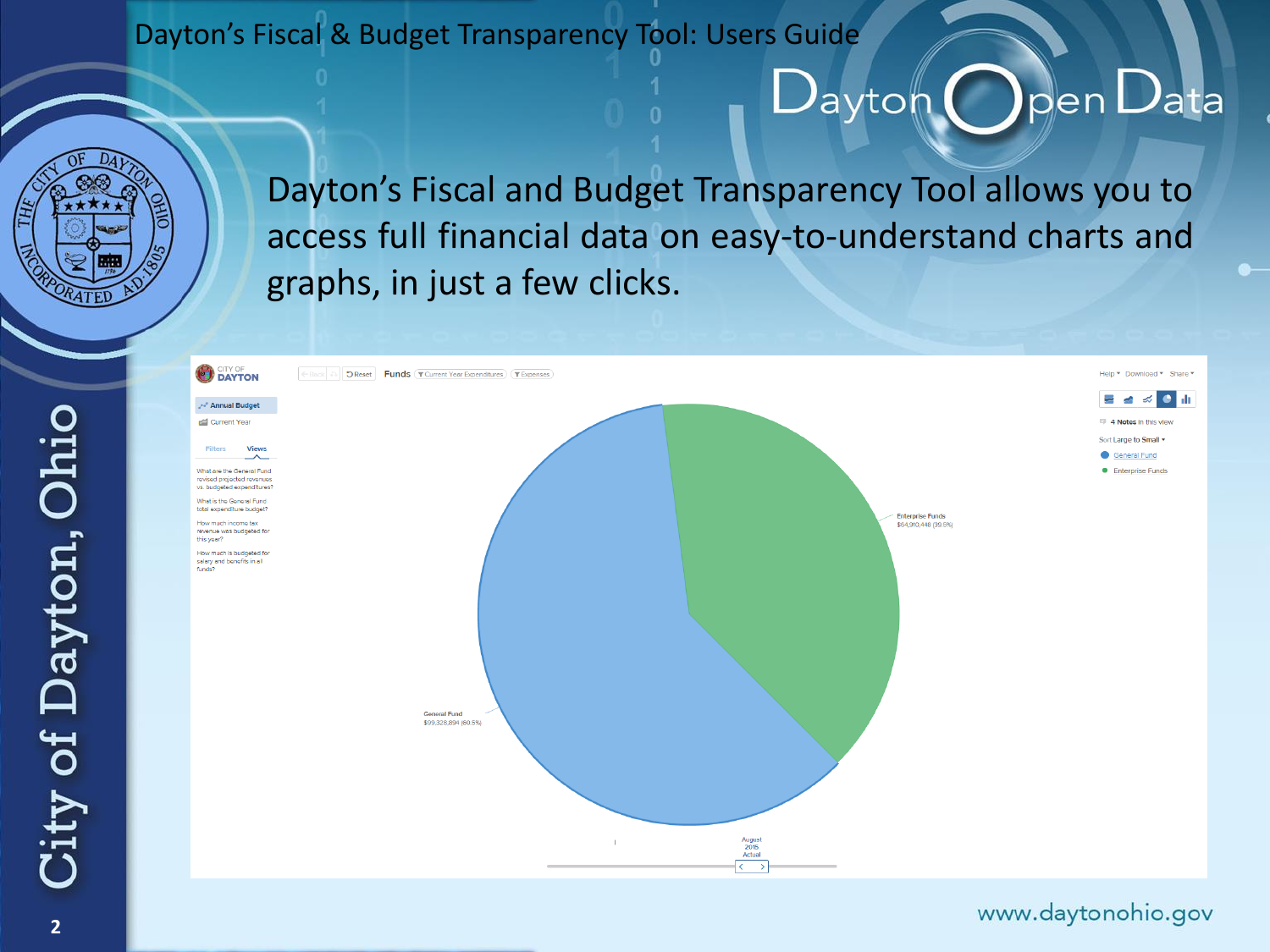# Dayton's Fiscal & Budget Transparency Tool: Users Guide

Dayton's Fiscal and Budget Transparency Tool allows you to access full financial data on easy-to-understand charts and graphs, in just a few clicks.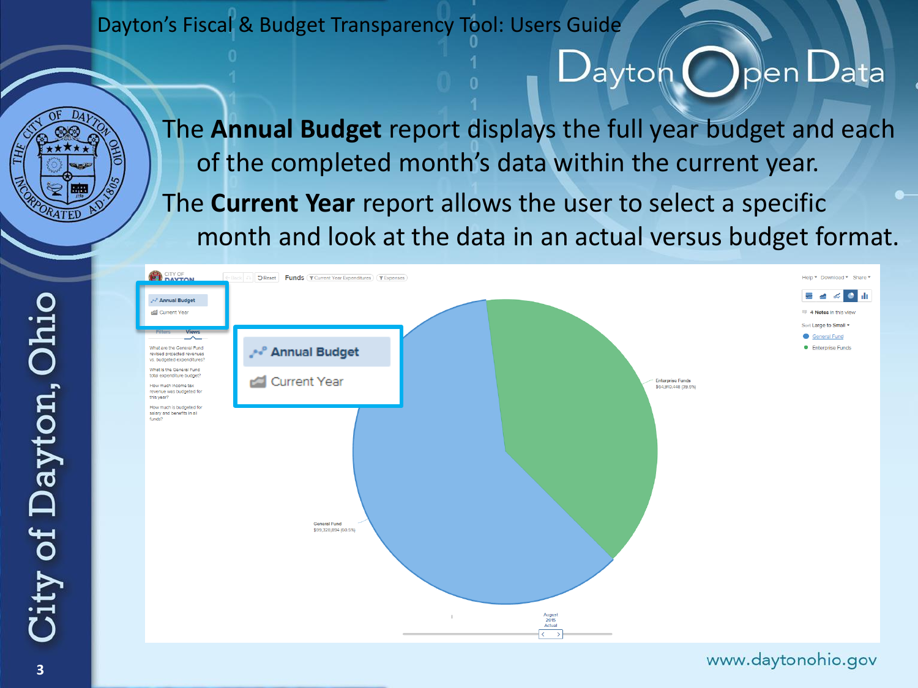Dayton's Fiscal & Budget Transparency Tool: Users Guide

The **Annual Budget** report displays the full year budget and each of the completed month's data within the current year.

The **Current Year** report allows the user to select a specific month and look at the data in an actual versus budget format.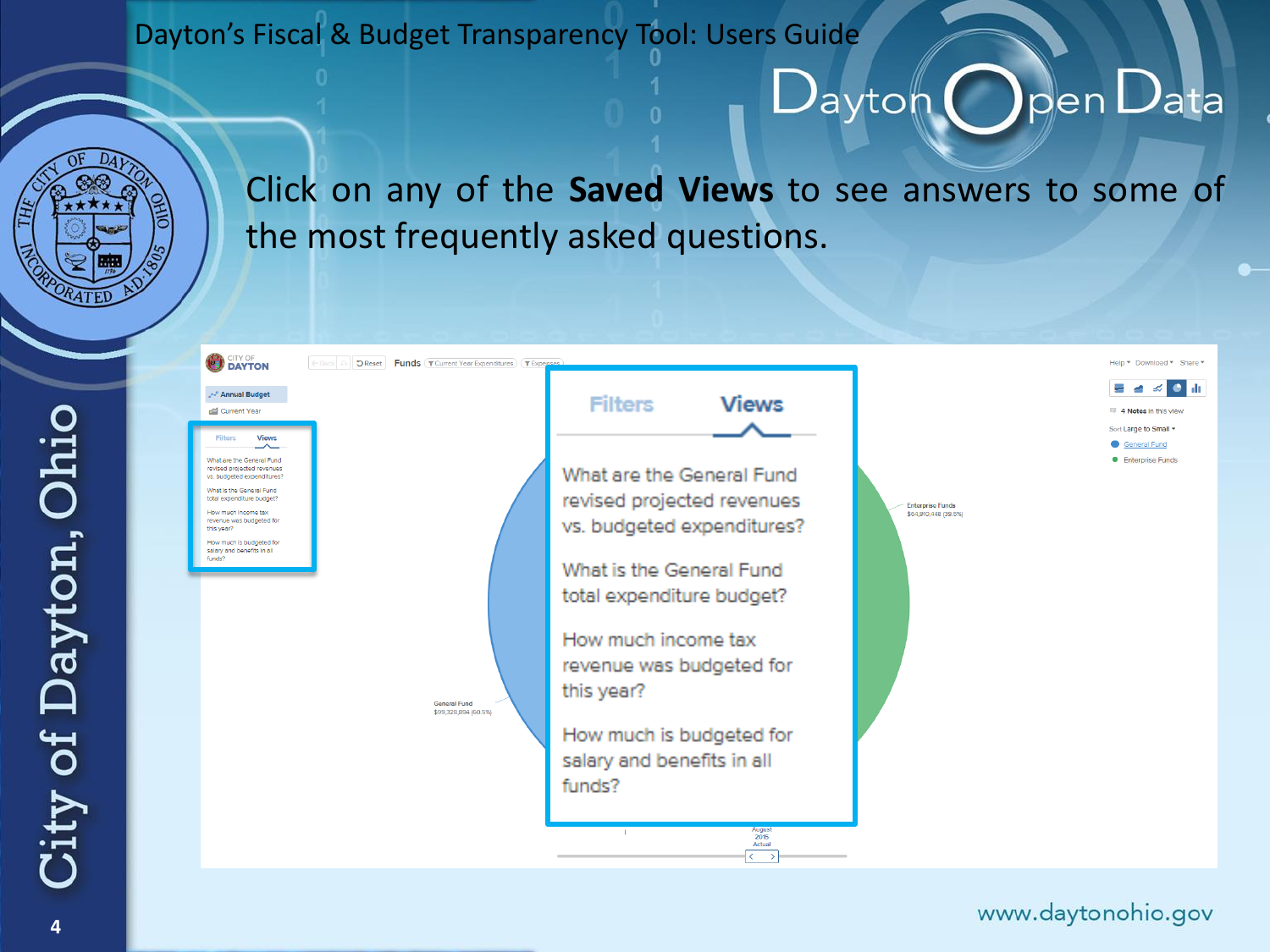# Dayton's Fiscal & Budget Transparency Tool: Users Guide

Click on any of the **Saved Views** to see answers to some of the most frequently asked questions.

Filters | Views

What are the General Fund revised projected revenues vs. budgeted expenditures?

What is the General Fund total expenditure budget?

How much income tax revenue was budgeted for this year?

How much is budgeted for salary and benefits in all funds?

www.daytonohio.gov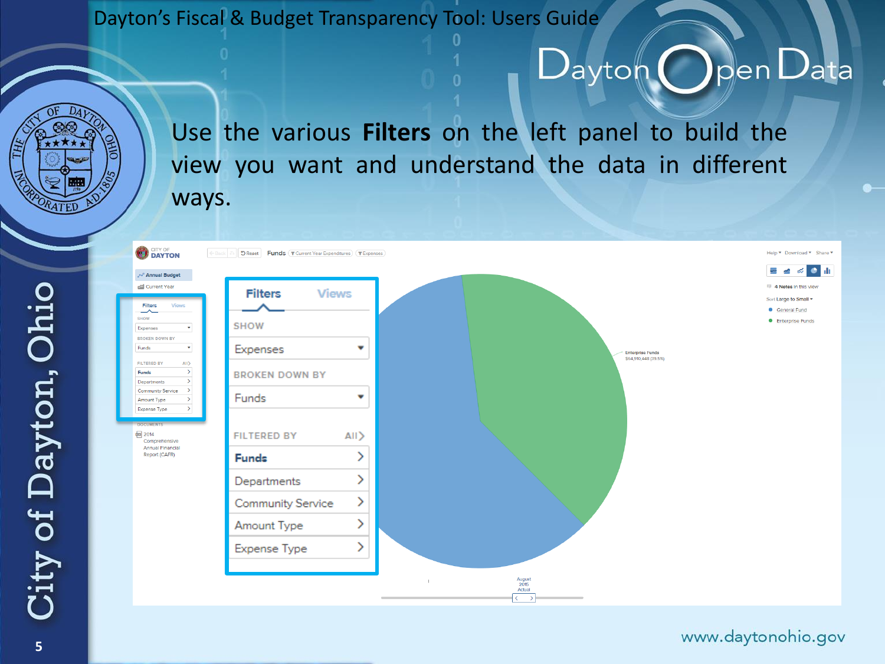# Dayton's Fiscal & Budget Transparency Tool: Users Guide

Use the various **Filters** on the left panel to build the view you want and understand the data in different ways.

www.daytonohio.gov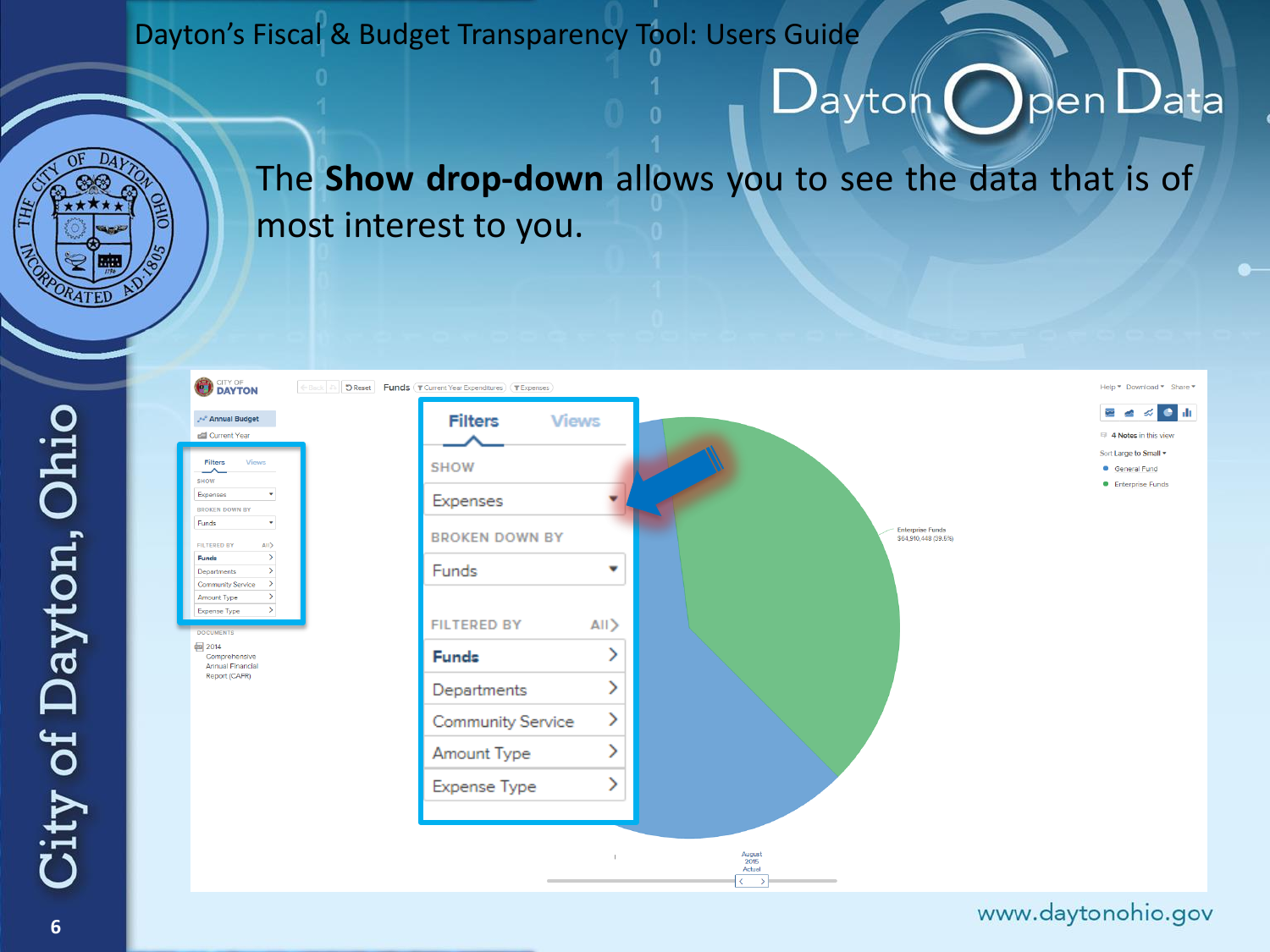# Dayton's Fiscal & Budget Transparency Tool: Users Guide

The **Show drop-down** allows you to see the data that is of most interest to you.

Filters | Views

SHOW

Expenses

BROKEN DOWN BY

Funds

FILTERED BY | All

- **Funds**
- Departments
- Community Service
- Amount Type
- Expense Type

www.daytonohio.gov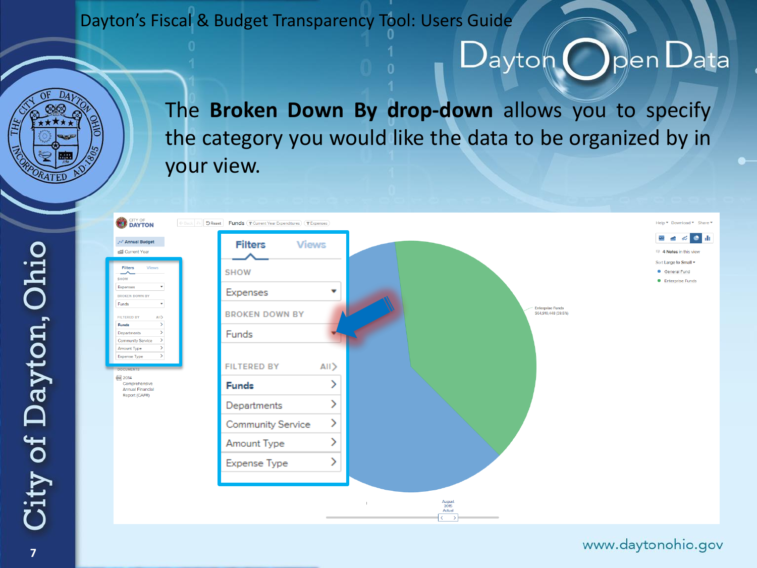# Dayton's Fiscal & Budget Transparency Tool: Users Guide

The **Broken Down By drop-down** allows you to specify the category you would like the data to be organized by in your view.

**Filters** | Views

SHOW

Expenses

BROKEN DOWN BY

Funds

FILTERED BY — All

- Funds
- Departments
- Community Service
- Amount Type
- Expense Type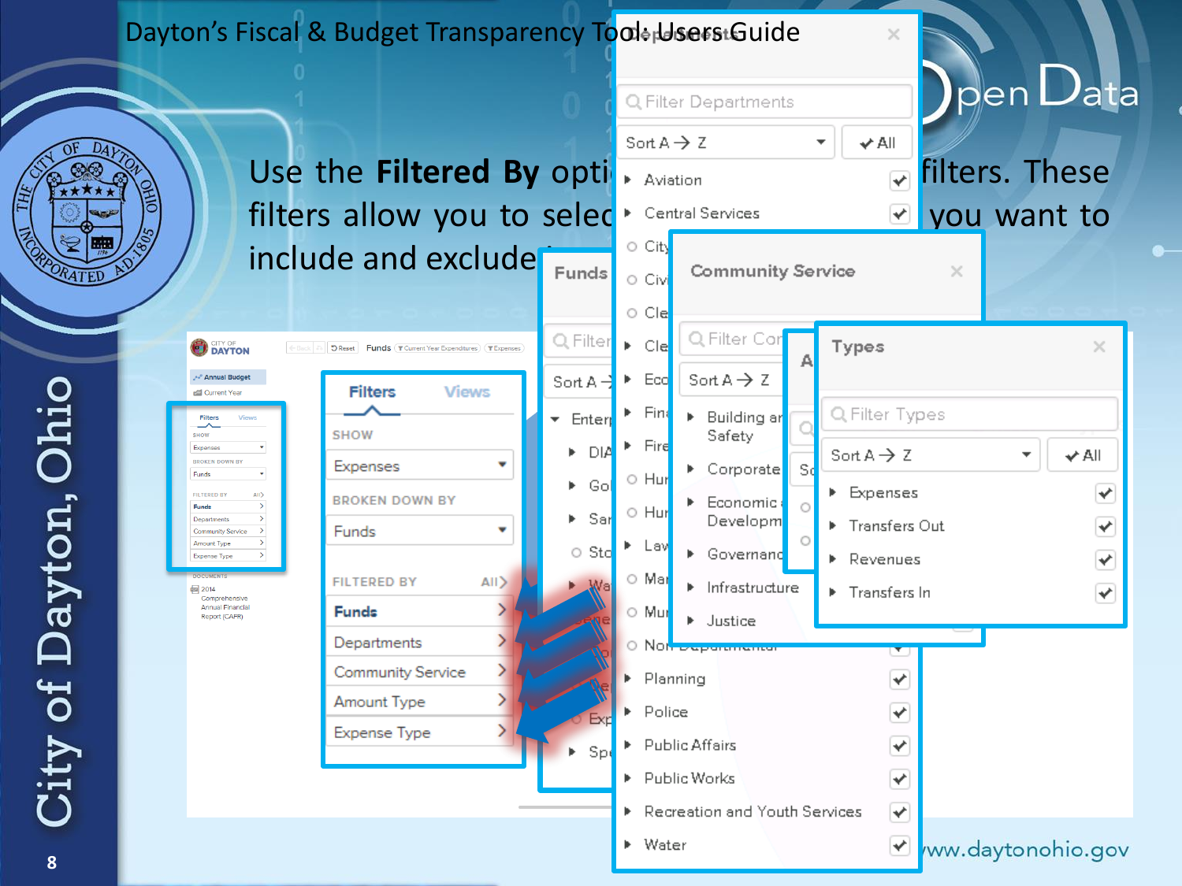# Dayton's Fiscal & Budget Transparency Tool: Users Guide

Use the **Filtered By** opti… filters. These filters allow you to selec… you want to include and exclude…

**Filters** | Views

SHOW

- Expenses

BROKEN DOWN BY

- Funds

FILTERED BY — All

- **Funds**
- Departments
- Community Service
- Amount Type
- Expense Type

**Departments**

- Aviation
- Central Services
- Planning
- Police
- Public Affairs
- Public Works
- Recreation and Youth Services
- Water

**Community Service**

- Building and Safety
- Corporate
- Economic Development
- Governance
- Infrastructure
- Justice

**Types**

- Expenses
- Transfers Out
- Revenues
- Transfers In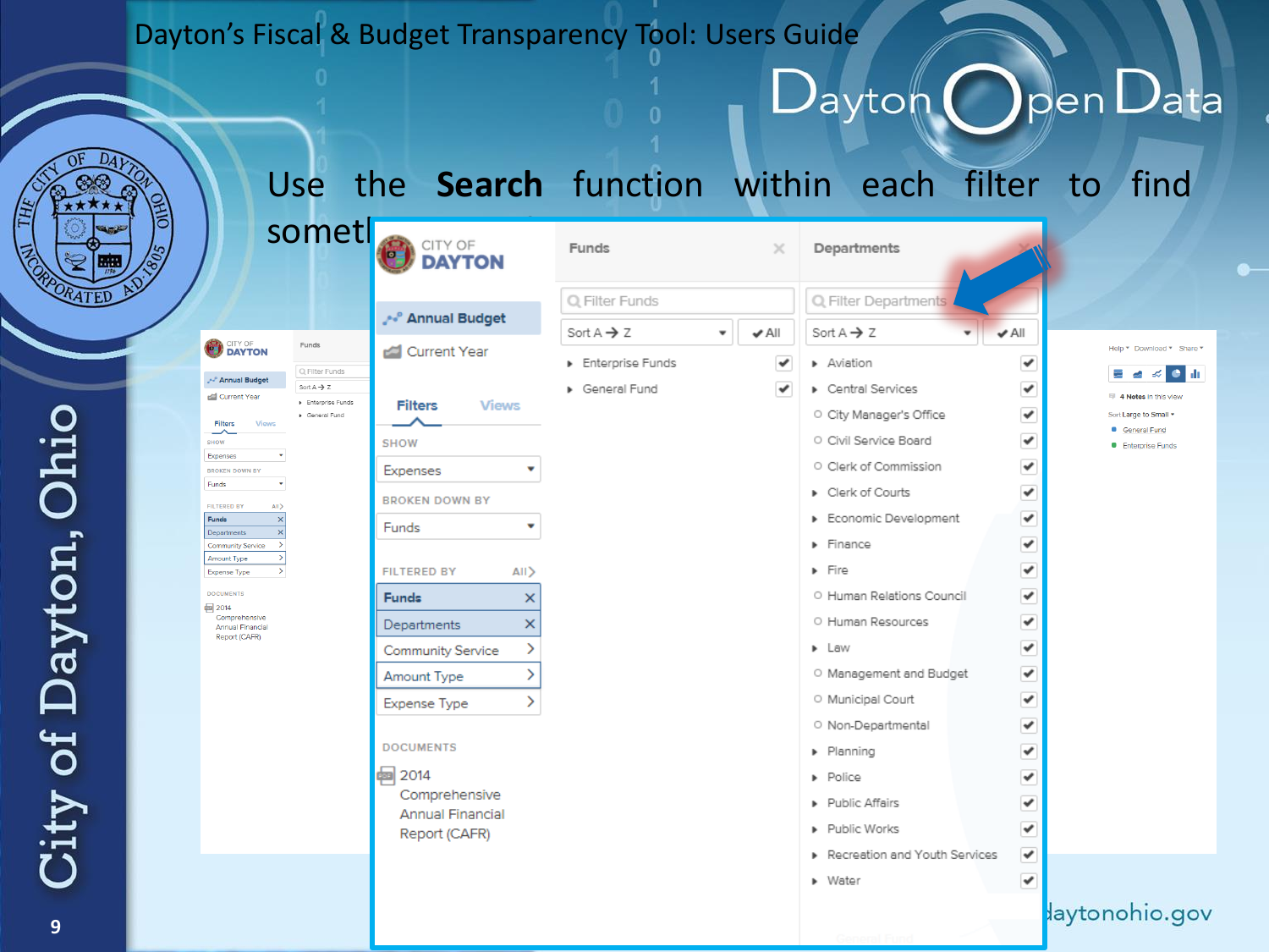# Dayton's Fiscal & Budget Transparency Tool: Users Guide

Use the **Search** function within each filter to find someth

CITY OF DAYTON

Annual Budget

Current Year

Filters | Views

SHOW

Expenses

BROKEN DOWN BY

Funds

FILTERED BY | All

- Funds
- Departments
- Community Service
- Amount Type
- Expense Type

DOCUMENTS

2014 Comprehensive Annual Financial Report (CAFR)

**Funds**

Filter Funds

Sort A → Z | All

- Enterprise Funds
- General Fund

**Departments**

Filter Departments

Sort A → Z | All

- Aviation
- Central Services
- City Manager's Office
- Civil Service Board
- Clerk of Commission
- Clerk of Courts
- Economic Development
- Finance
- Fire
- Human Relations Council
- Human Resources
- Law
- Management and Budget
- Municipal Court
- Non-Departmental
- Planning
- Police
- Public Affairs
- Public Works
- Recreation and Youth Services
- Water

daytonohio.gov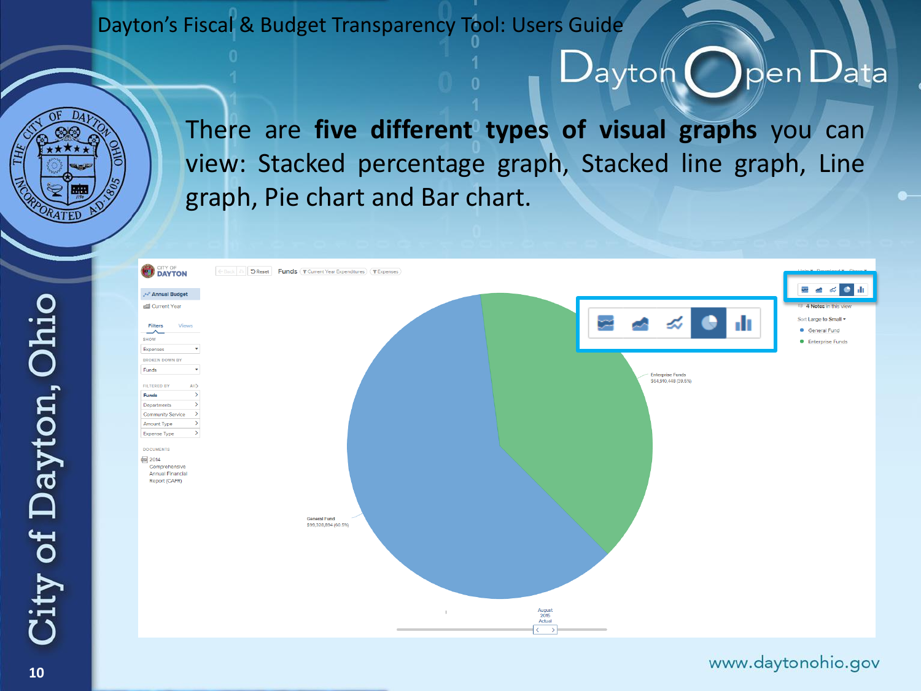There are **five different types of visual graphs** you can view: Stacked percentage graph, Stacked line graph, Line graph, Pie chart and Bar chart.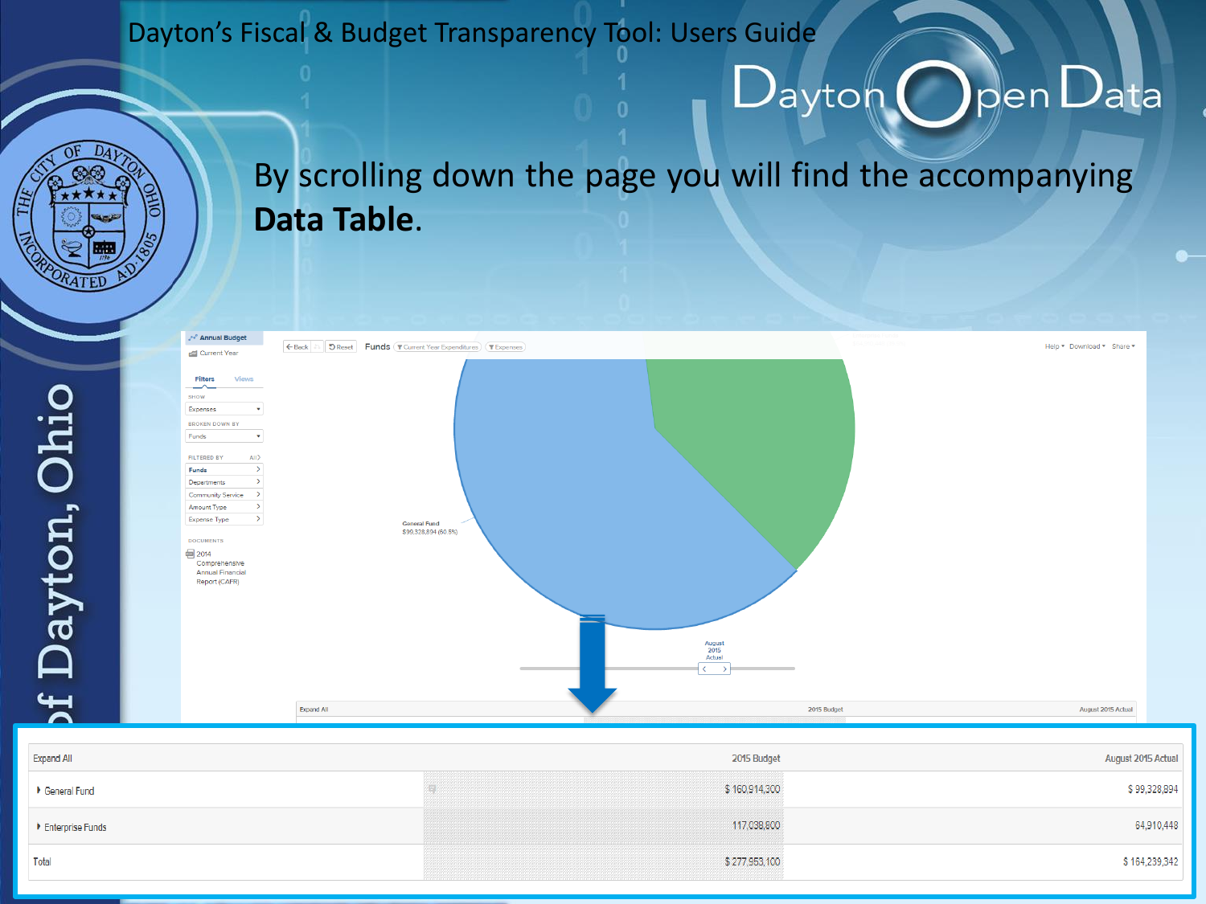# Dayton's Fiscal & Budget Transparency Tool: Users Guide

By scrolling down the page you will find the accompanying **Data Table**.

| Expand All | 2015 Budget | August 2015 Actual |
| --- | --- | --- |
| General Fund | $ 160,914,300 | $ 99,328,894 |
| Enterprise Funds | 117,038,800 | 64,910,448 |
| Total | $ 277,953,100 | $ 164,239,342 |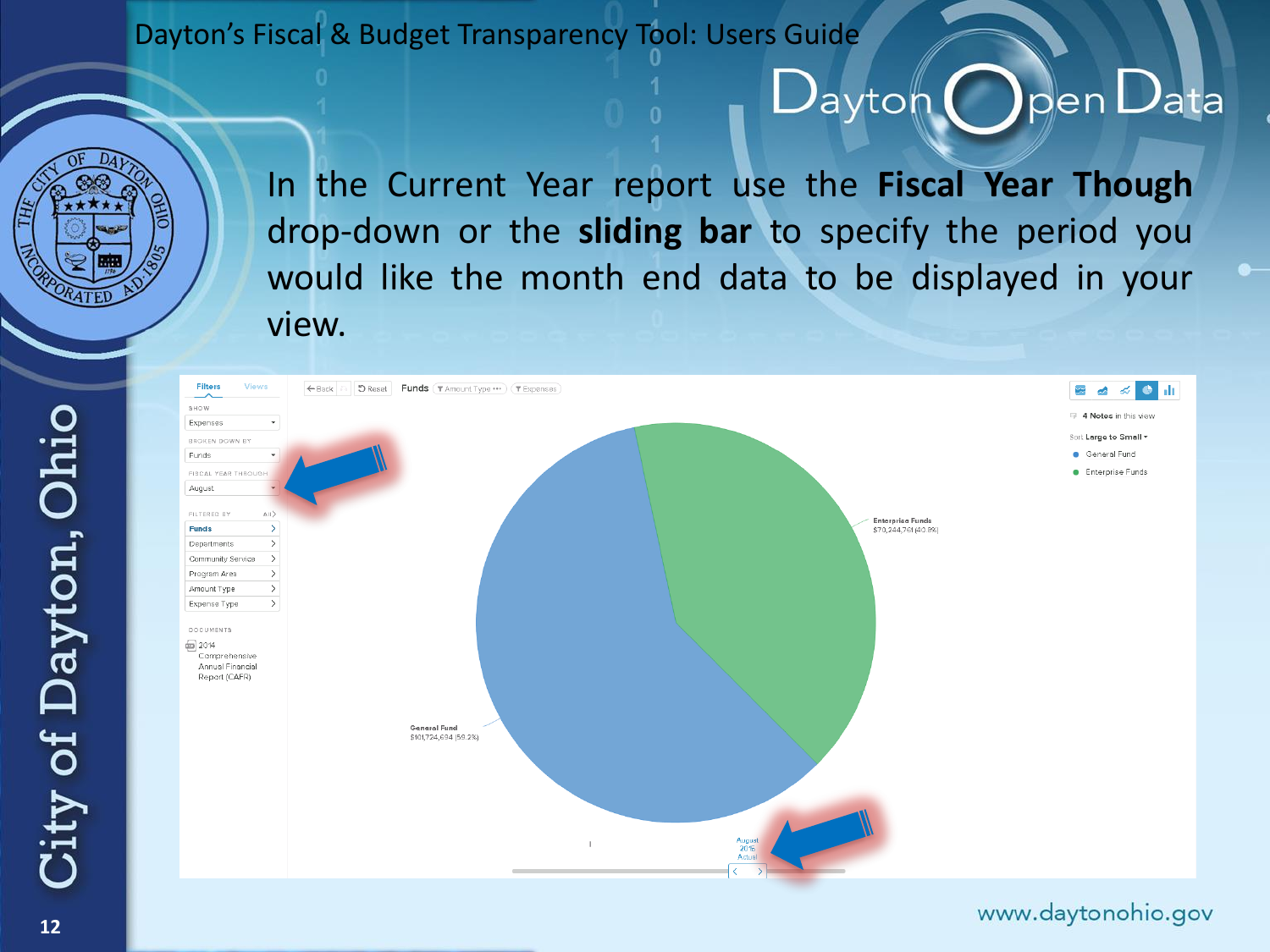Dayton's Fiscal & Budget Transparency Tool: Users Guide

In the Current Year report use the **Fiscal Year Though** drop-down or the **sliding bar** to specify the period you would like the month end data to be displayed in your view.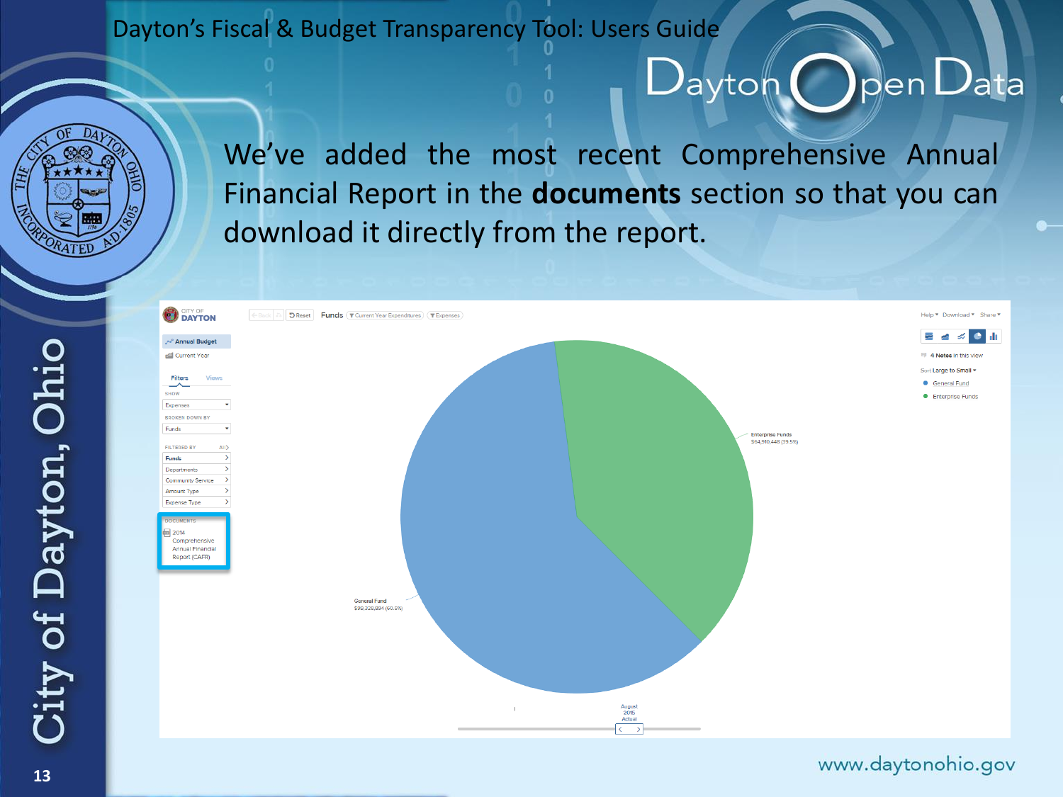We've added the most recent Comprehensive Annual Financial Report in the **documents** section so that you can download it directly from the report.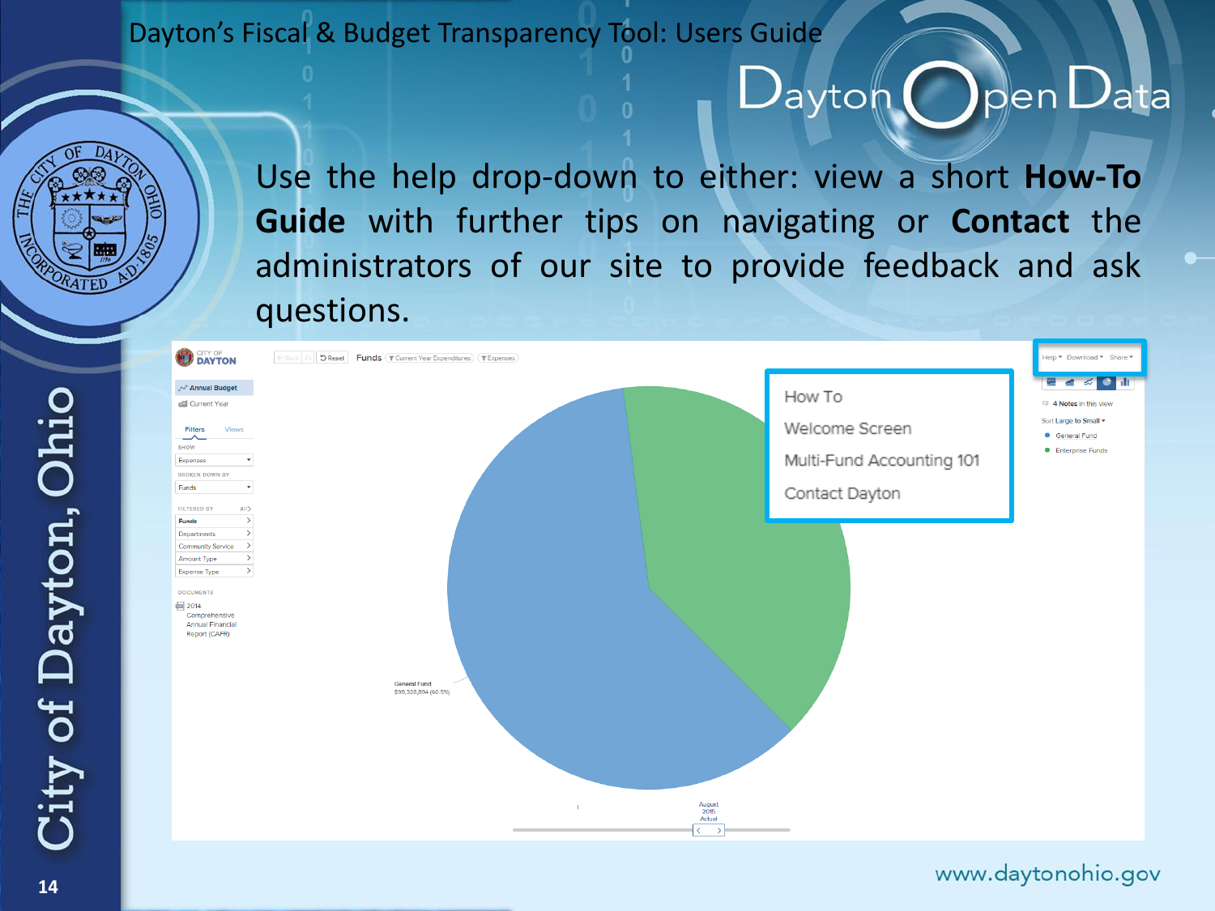Use the help drop-down to either: view a short **How-To Guide** with further tips on navigating or **Contact** the administrators of our site to provide feedback and ask questions.

How To

Welcome Screen

Multi-Fund Accounting 101

Contact Dayton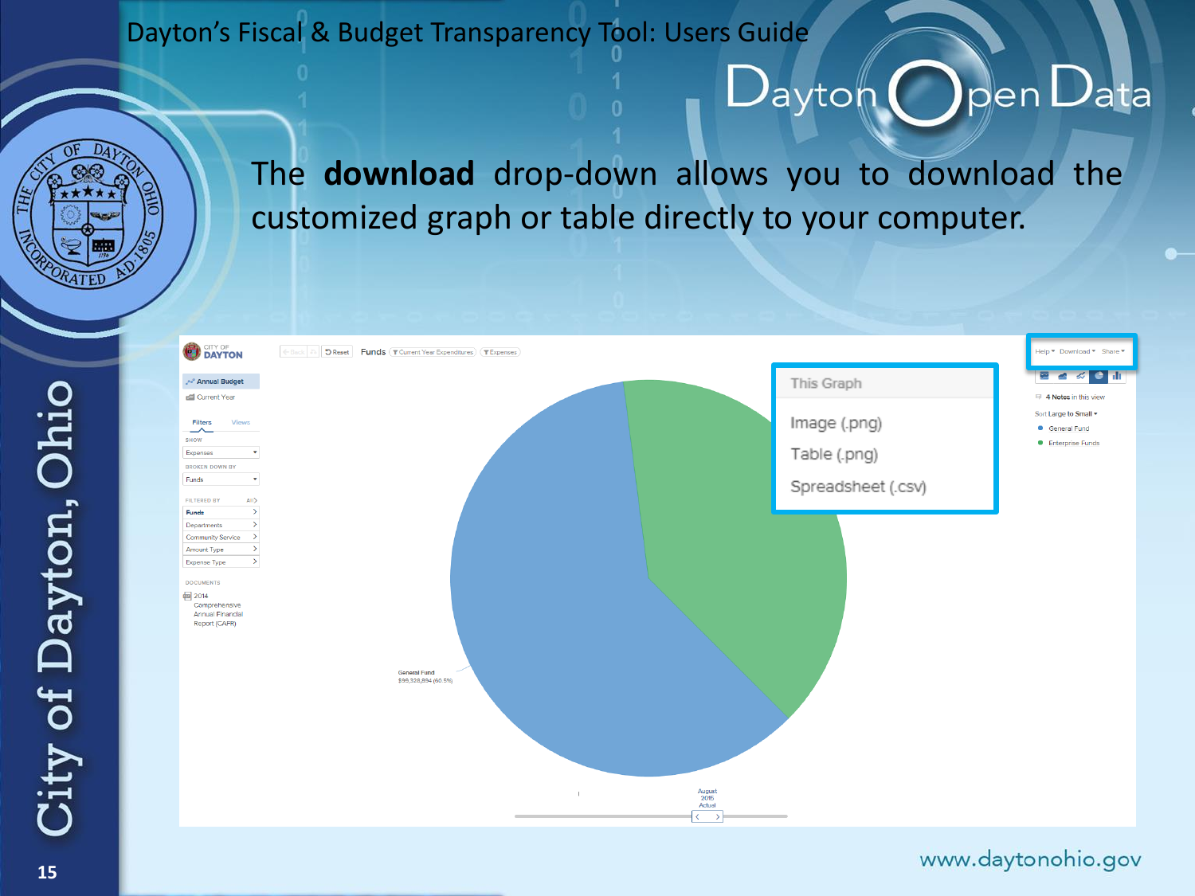# Dayton's Fiscal & Budget Transparency Tool: Users Guide

The **download** drop-down allows you to download the customized graph or table directly to your computer.

This Graph

- Image (.png)
- Table (.png)
- Spreadsheet (.csv)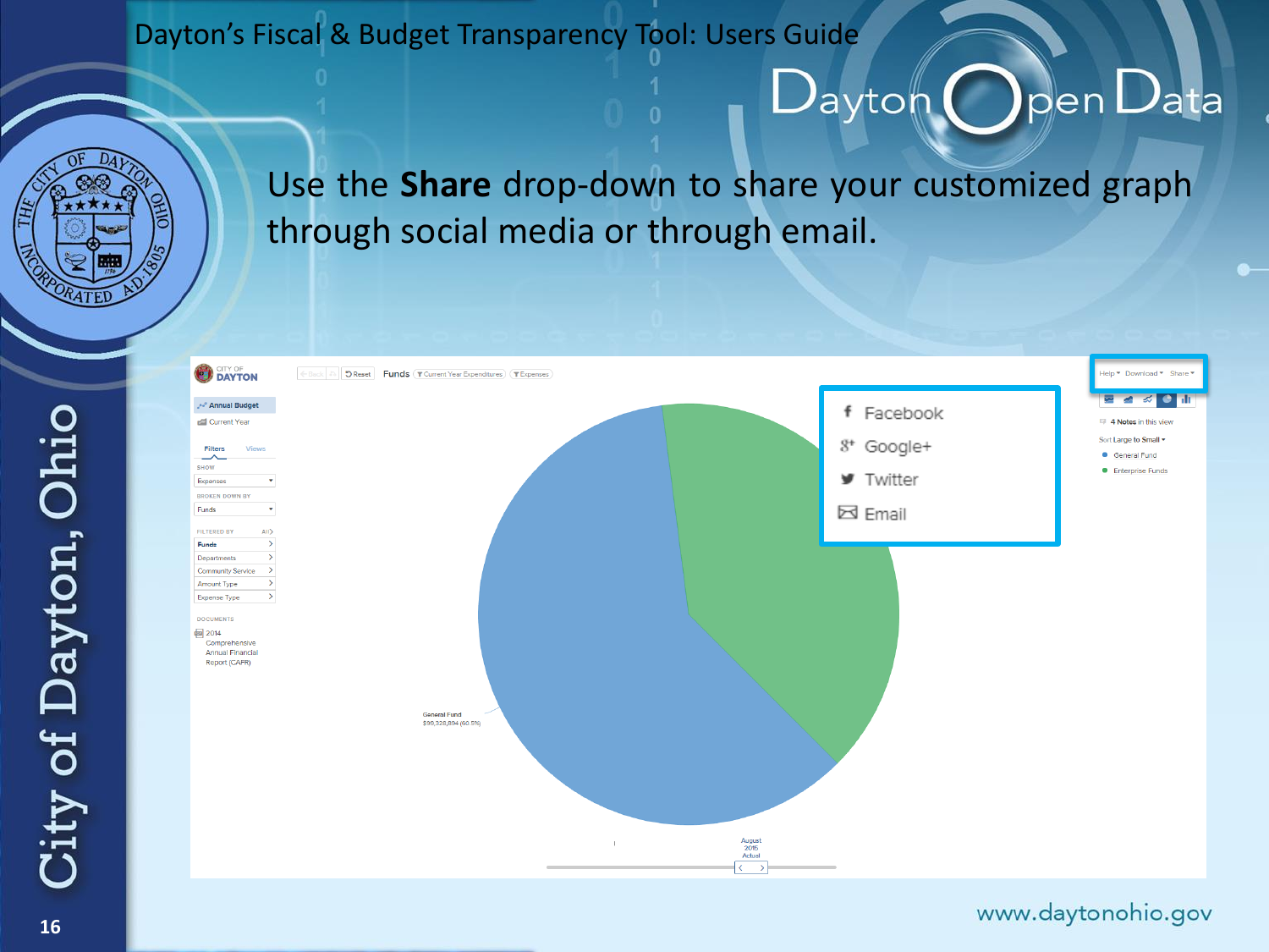# Dayton's Fiscal & Budget Transparency Tool: Users Guide

Use the **Share** drop-down to share your customized graph through social media or through email.

- Facebook
- Google+
- Twitter
- Email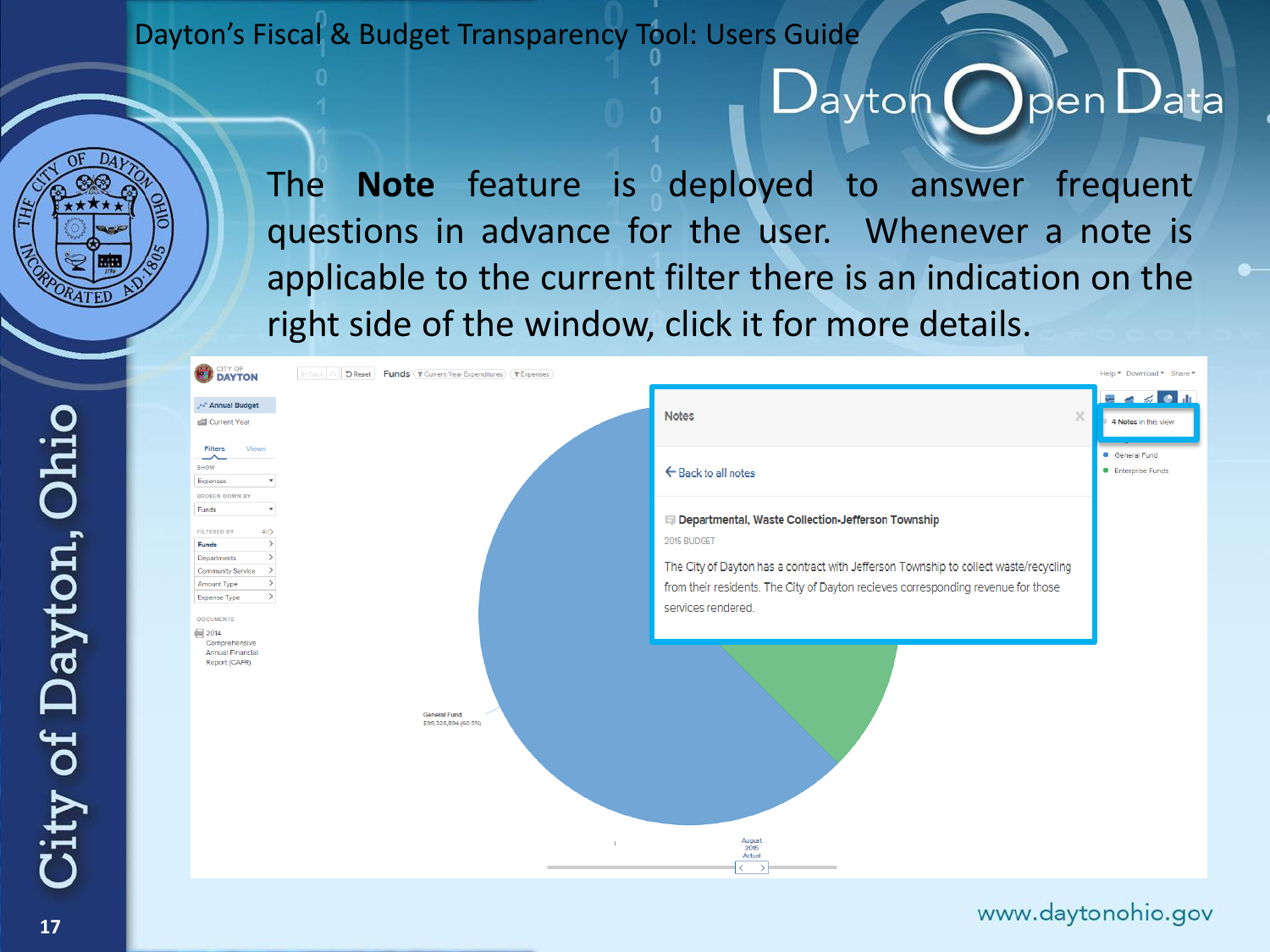# Dayton's Fiscal & Budget Transparency Tool: Users Guide

The **Note** feature is deployed to answer frequent questions in advance for the user. Whenever a note is applicable to the current filter there is an indication on the right side of the window, click it for more details.

Notes

← Back to all notes

**Departmental, Waste Collection-Jefferson Township**

2015 BUDGET

The City of Dayton has a contract with Jefferson Township to collect waste/recycling from their residents. The City of Dayton recieves corresponding revenue for those services rendered.

4 Notes in this view

General Fund

Enterprise Funds

General Fund
$99,328,894 (60.5%)

August
2015
Actual

www.daytonohio.gov